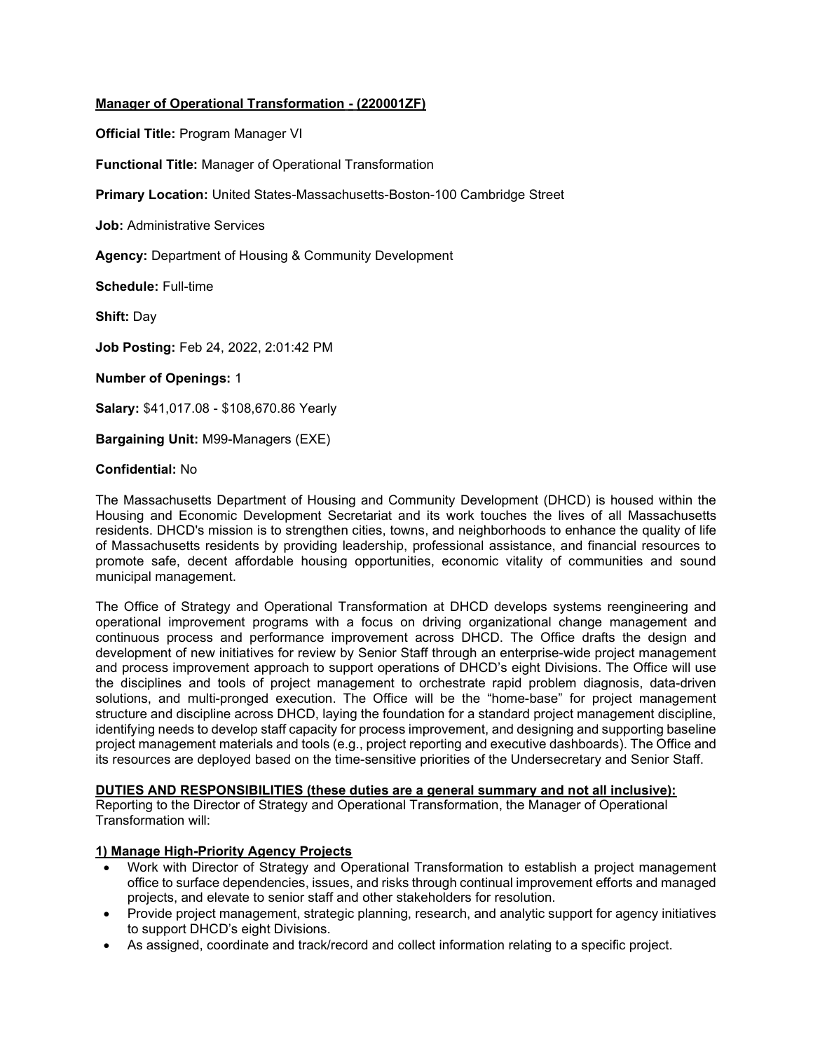**Manager of Operational Transformation - (220001ZF)**

**Official Title:** Program Manager VI

**Functional Title:** Manager of Operational Transformation

**Primary Location:** United States-Massachusetts-Boston-100 Cambridge Street

**Job:** Administrative Services

**Agency:** Department of Housing & Community Development

**Schedule:** Full-time

**Shift:** Day

**Job Posting:** Feb 24, 2022, 2:01:42 PM

**Number of Openings:** 1

**Salary:** $41,017.08 - $108,670.86 Yearly

**Bargaining Unit:** M99-Managers (EXE)

**Confidential:** No

The Massachusetts Department of Housing and Community Development (DHCD) is housed within the Housing and Economic Development Secretariat and its work touches the lives of all Massachusetts residents. DHCD's mission is to strengthen cities, towns, and neighborhoods to enhance the quality of life of Massachusetts residents by providing leadership, professional assistance, and financial resources to promote safe, decent affordable housing opportunities, economic vitality of communities and sound municipal management.

The Office of Strategy and Operational Transformation at DHCD develops systems reengineering and operational improvement programs with a focus on driving organizational change management and continuous process and performance improvement across DHCD. The Office drafts the design and development of new initiatives for review by Senior Staff through an enterprise-wide project management and process improvement approach to support operations of DHCD's eight Divisions. The Office will use the disciplines and tools of project management to orchestrate rapid problem diagnosis, data-driven solutions, and multi-pronged execution. The Office will be the "home-base" for project management structure and discipline across DHCD, laying the foundation for a standard project management discipline, identifying needs to develop staff capacity for process improvement, and designing and supporting baseline project management materials and tools (e.g., project reporting and executive dashboards). The Office and its resources are deployed based on the time-sensitive priorities of the Undersecretary and Senior Staff.

**DUTIES AND RESPONSIBILITIES (these duties are a general summary and not all inclusive):**

Reporting to the Director of Strategy and Operational Transformation, the Manager of Operational Transformation will:

**1) Manage High-Priority Agency Projects**

- Work with Director of Strategy and Operational Transformation to establish a project management office to surface dependencies, issues, and risks through continual improvement efforts and managed projects, and elevate to senior staff and other stakeholders for resolution.
- Provide project management, strategic planning, research, and analytic support for agency initiatives to support DHCD's eight Divisions.
- As assigned, coordinate and track/record and collect information relating to a specific project.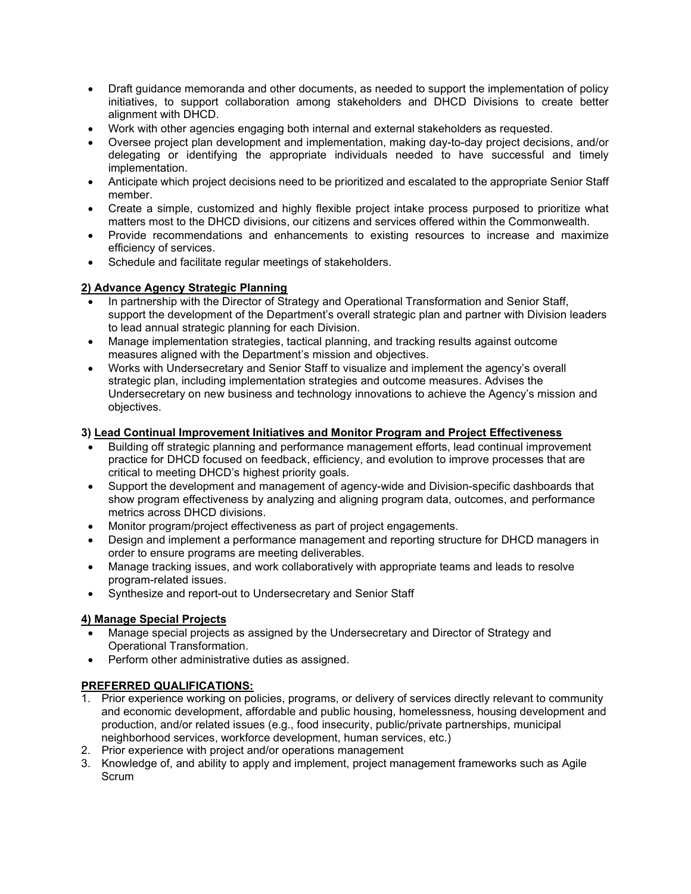- Draft guidance memoranda and other documents, as needed to support the implementation of policy initiatives, to support collaboration among stakeholders and DHCD Divisions to create better alignment with DHCD.
- Work with other agencies engaging both internal and external stakeholders as requested.
- Oversee project plan development and implementation, making day-to-day project decisions, and/or delegating or identifying the appropriate individuals needed to have successful and timely implementation.
- Anticipate which project decisions need to be prioritized and escalated to the appropriate Senior Staff member.
- Create a simple, customized and highly flexible project intake process purposed to prioritize what matters most to the DHCD divisions, our citizens and services offered within the Commonwealth.
- Provide recommendations and enhancements to existing resources to increase and maximize efficiency of services.
- Schedule and facilitate regular meetings of stakeholders.

**2) Advance Agency Strategic Planning**

- In partnership with the Director of Strategy and Operational Transformation and Senior Staff, support the development of the Department's overall strategic plan and partner with Division leaders to lead annual strategic planning for each Division.
- Manage implementation strategies, tactical planning, and tracking results against outcome measures aligned with the Department's mission and objectives.
- Works with Undersecretary and Senior Staff to visualize and implement the agency's overall strategic plan, including implementation strategies and outcome measures. Advises the Undersecretary on new business and technology innovations to achieve the Agency's mission and objectives.

**3) Lead Continual Improvement Initiatives and Monitor Program and Project Effectiveness**

- Building off strategic planning and performance management efforts, lead continual improvement practice for DHCD focused on feedback, efficiency, and evolution to improve processes that are critical to meeting DHCD's highest priority goals.
- Support the development and management of agency-wide and Division-specific dashboards that show program effectiveness by analyzing and aligning program data, outcomes, and performance metrics across DHCD divisions.
- Monitor program/project effectiveness as part of project engagements.
- Design and implement a performance management and reporting structure for DHCD managers in order to ensure programs are meeting deliverables.
- Manage tracking issues, and work collaboratively with appropriate teams and leads to resolve program-related issues.
- Synthesize and report-out to Undersecretary and Senior Staff

**4) Manage Special Projects**

- Manage special projects as assigned by the Undersecretary and Director of Strategy and Operational Transformation.
- Perform other administrative duties as assigned.

**PREFERRED QUALIFICATIONS:**

1. Prior experience working on policies, programs, or delivery of services directly relevant to community and economic development, affordable and public housing, homelessness, housing development and production, and/or related issues (e.g., food insecurity, public/private partnerships, municipal neighborhood services, workforce development, human services, etc.)
2. Prior experience with project and/or operations management
3. Knowledge of, and ability to apply and implement, project management frameworks such as Agile Scrum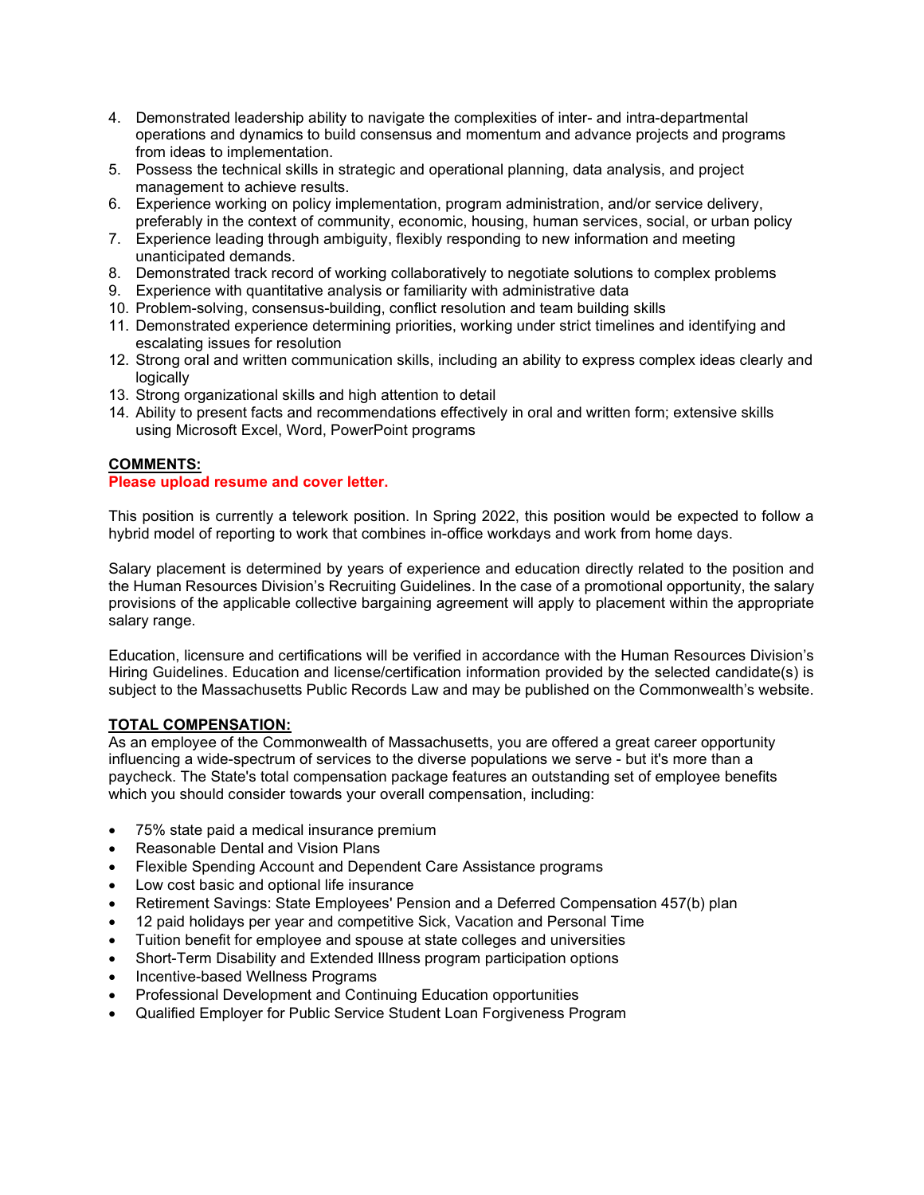4. Demonstrated leadership ability to navigate the complexities of inter- and intra-departmental operations and dynamics to build consensus and momentum and advance projects and programs from ideas to implementation.
5. Possess the technical skills in strategic and operational planning, data analysis, and project management to achieve results.
6. Experience working on policy implementation, program administration, and/or service delivery, preferably in the context of community, economic, housing, human services, social, or urban policy
7. Experience leading through ambiguity, flexibly responding to new information and meeting unanticipated demands.
8. Demonstrated track record of working collaboratively to negotiate solutions to complex problems
9. Experience with quantitative analysis or familiarity with administrative data
10. Problem-solving, consensus-building, conflict resolution and team building skills
11. Demonstrated experience determining priorities, working under strict timelines and identifying and escalating issues for resolution
12. Strong oral and written communication skills, including an ability to express complex ideas clearly and logically
13. Strong organizational skills and high attention to detail
14. Ability to present facts and recommendations effectively in oral and written form; extensive skills using Microsoft Excel, Word, PowerPoint programs

**COMMENTS:**

**Please upload resume and cover letter.**

This position is currently a telework position. In Spring 2022, this position would be expected to follow a hybrid model of reporting to work that combines in-office workdays and work from home days.

Salary placement is determined by years of experience and education directly related to the position and the Human Resources Division's Recruiting Guidelines. In the case of a promotional opportunity, the salary provisions of the applicable collective bargaining agreement will apply to placement within the appropriate salary range.

Education, licensure and certifications will be verified in accordance with the Human Resources Division's Hiring Guidelines. Education and license/certification information provided by the selected candidate(s) is subject to the Massachusetts Public Records Law and may be published on the Commonwealth's website.

**TOTAL COMPENSATION:**

As an employee of the Commonwealth of Massachusetts, you are offered a great career opportunity influencing a wide-spectrum of services to the diverse populations we serve - but it's more than a paycheck. The State's total compensation package features an outstanding set of employee benefits which you should consider towards your overall compensation, including:

- 75% state paid a medical insurance premium
- Reasonable Dental and Vision Plans
- Flexible Spending Account and Dependent Care Assistance programs
- Low cost basic and optional life insurance
- Retirement Savings: State Employees' Pension and a Deferred Compensation 457(b) plan
- 12 paid holidays per year and competitive Sick, Vacation and Personal Time
- Tuition benefit for employee and spouse at state colleges and universities
- Short-Term Disability and Extended Illness program participation options
- Incentive-based Wellness Programs
- Professional Development and Continuing Education opportunities
- Qualified Employer for Public Service Student Loan Forgiveness Program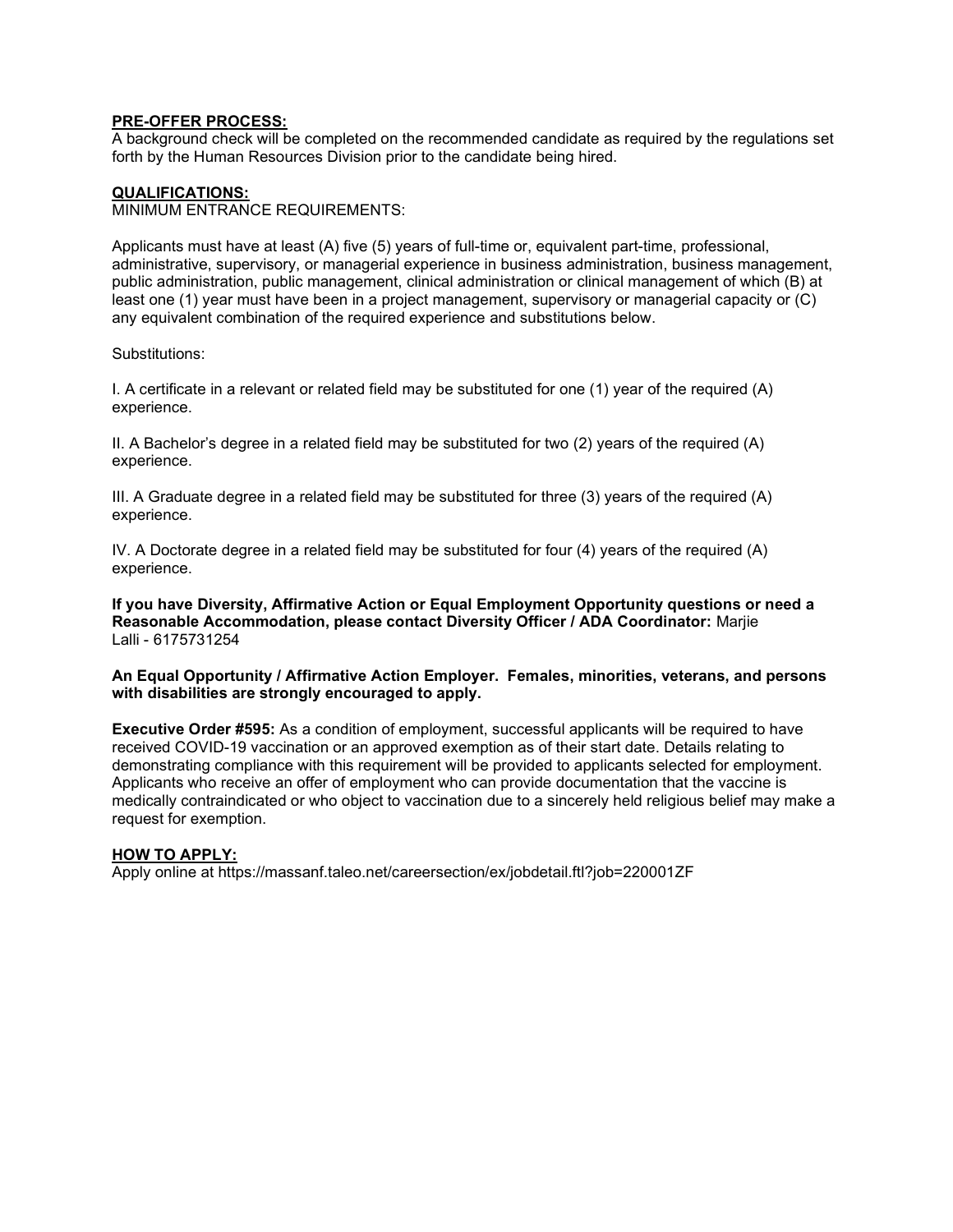**PRE-OFFER PROCESS:**
A background check will be completed on the recommended candidate as required by the regulations set forth by the Human Resources Division prior to the candidate being hired.

**QUALIFICATIONS:**
MINIMUM ENTRANCE REQUIREMENTS:

Applicants must have at least (A) five (5) years of full-time or, equivalent part-time, professional, administrative, supervisory, or managerial experience in business administration, business management, public administration, public management, clinical administration or clinical management of which (B) at least one (1) year must have been in a project management, supervisory or managerial capacity or (C) any equivalent combination of the required experience and substitutions below.

Substitutions:

I. A certificate in a relevant or related field may be substituted for one (1) year of the required (A) experience.

II. A Bachelor's degree in a related field may be substituted for two (2) years of the required (A) experience.

III. A Graduate degree in a related field may be substituted for three (3) years of the required (A) experience.

IV. A Doctorate degree in a related field may be substituted for four (4) years of the required (A) experience.

**If you have Diversity, Affirmative Action or Equal Employment Opportunity questions or need a Reasonable Accommodation, please contact Diversity Officer / ADA Coordinator:** Marjie Lalli - 6175731254

**An Equal Opportunity / Affirmative Action Employer. Females, minorities, veterans, and persons with disabilities are strongly encouraged to apply.**

**Executive Order #595:** As a condition of employment, successful applicants will be required to have received COVID-19 vaccination or an approved exemption as of their start date. Details relating to demonstrating compliance with this requirement will be provided to applicants selected for employment. Applicants who receive an offer of employment who can provide documentation that the vaccine is medically contraindicated or who object to vaccination due to a sincerely held religious belief may make a request for exemption.

**HOW TO APPLY:**
Apply online at https://massanf.taleo.net/careersection/ex/jobdetail.ftl?job=220001ZF